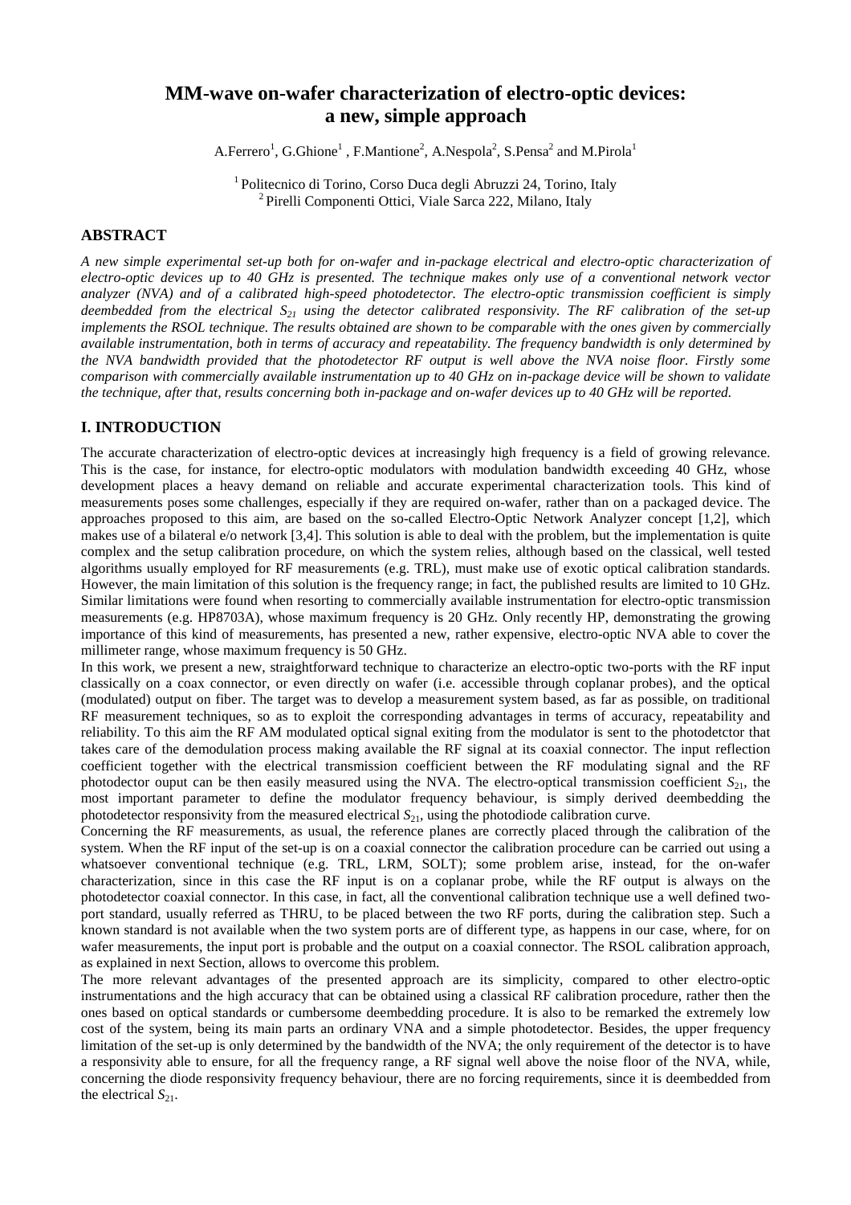# MM-wave on-wafer characterization of electro-optic devices: a new, simple approach

A.Ferrero[1], G.Ghione[1], F.Mantione[2], A.Nespola[2], S.Pensa[2] and M.Pirola[1]

[1] Politecnico di Torino, Corso Duca degli Abruzzi 24, Torino, Italy
[2] Pirelli Componenti Ottici, Viale Sarca 222, Milano, Italy

## ABSTRACT

*A new simple experimental set-up both for on-wafer and in-package electrical and electro-optic characterization of electro-optic devices up to 40 GHz is presented. The technique makes only use of a conventional network vector analyzer (NVA) and of a calibrated high-speed photodetector. The electro-optic transmission coefficient is simply deembedded from the electrical $S_{21}$ using the detector calibrated responsivity. The RF calibration of the set-up implements the RSOL technique. The results obtained are shown to be comparable with the ones given by commercially available instrumentation, both in terms of accuracy and repeatability. The frequency bandwidth is only determined by the NVA bandwidth provided that the photodetector RF output is well above the NVA noise floor. Firstly some comparison with commercially available instrumentation up to 40 GHz on in-package device will be shown to validate the technique, after that, results concerning both in-package and on-wafer devices up to 40 GHz will be reported.*

## I. INTRODUCTION

The accurate characterization of electro-optic devices at increasingly high frequency is a field of growing relevance. This is the case, for instance, for electro-optic modulators with modulation bandwidth exceeding 40 GHz, whose development places a heavy demand on reliable and accurate experimental characterization tools. This kind of measurements poses some challenges, especially if they are required on-wafer, rather than on a packaged device. The approaches proposed to this aim, are based on the so-called Electro-Optic Network Analyzer concept [1,2], which makes use of a bilateral e/o network [3,4]. This solution is able to deal with the problem, but the implementation is quite complex and the setup calibration procedure, on which the system relies, although based on the classical, well tested algorithms usually employed for RF measurements (e.g. TRL), must make use of exotic optical calibration standards. However, the main limitation of this solution is the frequency range; in fact, the published results are limited to 10 GHz. Similar limitations were found when resorting to commercially available instrumentation for electro-optic transmission measurements (e.g. HP8703A), whose maximum frequency is 20 GHz. Only recently HP, demonstrating the growing importance of this kind of measurements, has presented a new, rather expensive, electro-optic NVA able to cover the millimeter range, whose maximum frequency is 50 GHz.

In this work, we present a new, straightforward technique to characterize an electro-optic two-ports with the RF input classically on a coax connector, or even directly on wafer (i.e. accessible through coplanar probes), and the optical (modulated) output on fiber. The target was to develop a measurement system based, as far as possible, on traditional RF measurement techniques, so as to exploit the corresponding advantages in terms of accuracy, repeatability and reliability. To this aim the RF AM modulated optical signal exiting from the modulator is sent to the photodetctor that takes care of the demodulation process making available the RF signal at its coaxial connector. The input reflection coefficient together with the electrical transmission coefficient between the RF modulating signal and the RF photodector ouput can be then easily measured using the NVA. The electro-optical transmission coefficient $S_{21}$, the most important parameter to define the modulator frequency behaviour, is simply derived deembedding the photodetector responsivity from the measured electrical $S_{21}$, using the photodiode calibration curve.

Concerning the RF measurements, as usual, the reference planes are correctly placed through the calibration of the system. When the RF input of the set-up is on a coaxial connector the calibration procedure can be carried out using a whatsoever conventional technique (e.g. TRL, LRM, SOLT); some problem arise, instead, for the on-wafer characterization, since in this case the RF input is on a coplanar probe, while the RF output is always on the photodetector coaxial connector. In this case, in fact, all the conventional calibration technique use a well defined two-port standard, usually referred as THRU, to be placed between the two RF ports, during the calibration step. Such a known standard is not available when the two system ports are of different type, as happens in our case, where, for on wafer measurements, the input port is probable and the output on a coaxial connector. The RSOL calibration approach, as explained in next Section, allows to overcome this problem.

The more relevant advantages of the presented approach are its simplicity, compared to other electro-optic instrumentations and the high accuracy that can be obtained using a classical RF calibration procedure, rather then the ones based on optical standards or cumbersome deembedding procedure. It is also to be remarked the extremely low cost of the system, being its main parts an ordinary VNA and a simple photodetector. Besides, the upper frequency limitation of the set-up is only determined by the bandwidth of the NVA; the only requirement of the detector is to have a responsivity able to ensure, for all the frequency range, a RF signal well above the noise floor of the NVA, while, concerning the diode responsivity frequency behaviour, there are no forcing requirements, since it is deembedded from the electrical $S_{21}$.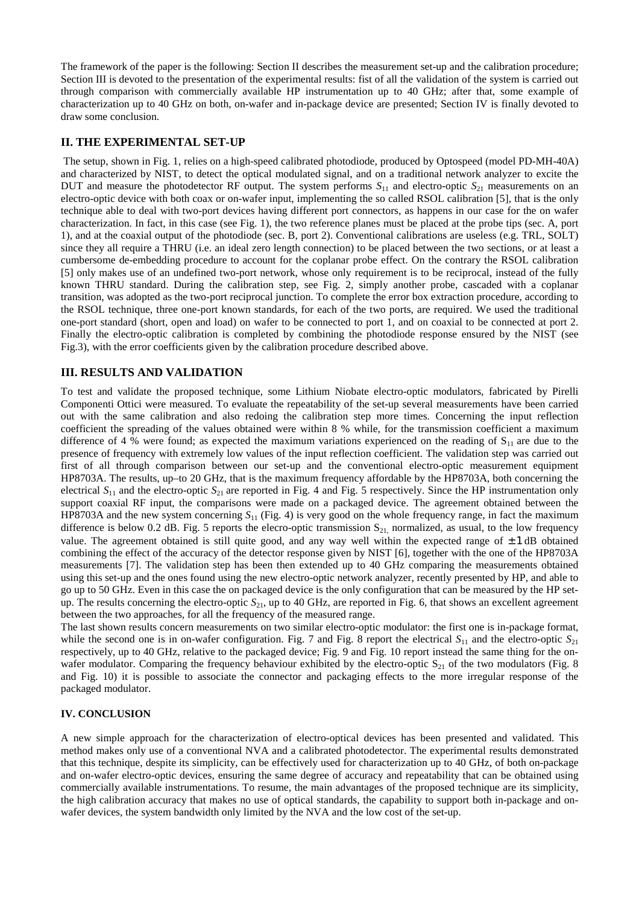The framework of the paper is the following: Section II describes the measurement set-up and the calibration procedure; Section III is devoted to the presentation of the experimental results: fist of all the validation of the system is carried out through comparison with commercially available HP instrumentation up to 40 GHz; after that, some example of characterization up to 40 GHz on both, on-wafer and in-package device are presented; Section IV is finally devoted to draw some conclusion.

## II. THE EXPERIMENTAL SET-UP

The setup, shown in Fig. 1, relies on a high-speed calibrated photodiode, produced by Optospeed (model PD-MH-40A) and characterized by NIST, to detect the optical modulated signal, and on a traditional network analyzer to excite the DUT and measure the photodetector RF output. The system performs $S_{11}$ and electro-optic $S_{21}$ measurements on an electro-optic device with both coax or on-wafer input, implementing the so called RSOL calibration [5], that is the only technique able to deal with two-port devices having different port connectors, as happens in our case for the on wafer characterization. In fact, in this case (see Fig. 1), the two reference planes must be placed at the probe tips (sec. A, port 1), and at the coaxial output of the photodiode (sec. B, port 2). Conventional calibrations are useless (e.g. TRL, SOLT) since they all require a THRU (i.e. an ideal zero length connection) to be placed between the two sections, or at least a cumbersome de-embedding procedure to account for the coplanar probe effect. On the contrary the RSOL calibration [5] only makes use of an undefined two-port network, whose only requirement is to be reciprocal, instead of the fully known THRU standard. During the calibration step, see Fig. 2, simply another probe, cascaded with a coplanar transition, was adopted as the two-port reciprocal junction. To complete the error box extraction procedure, according to the RSOL technique, three one-port known standards, for each of the two ports, are required. We used the traditional one-port standard (short, open and load) on wafer to be connected to port 1, and on coaxial to be connected at port 2. Finally the electro-optic calibration is completed by combining the photodiode response ensured by the NIST (see Fig.3), with the error coefficients given by the calibration procedure described above.

## III. RESULTS AND VALIDATION

To test and validate the proposed technique, some Lithium Niobate electro-optic modulators, fabricated by Pirelli Componenti Ottici were measured. To evaluate the repeatability of the set-up several measurements have been carried out with the same calibration and also redoing the calibration step more times. Concerning the input reflection coefficient the spreading of the values obtained were within 8 % while, for the transmission coefficient a maximum difference of 4 % were found; as expected the maximum variations experienced on the reading of $S_{11}$ are due to the presence of frequency with extremely low values of the input reflection coefficient. The validation step was carried out first of all through comparison between our set-up and the conventional electro-optic measurement equipment HP8703A. The results, up–to 20 GHz, that is the maximum frequency affordable by the HP8703A, both concerning the electrical $S_{11}$ and the electro-optic $S_{21}$ are reported in Fig. 4 and Fig. 5 respectively. Since the HP instrumentation only support coaxial RF input, the comparisons were made on a packaged device. The agreement obtained between the HP8703A and the new system concerning $S_{11}$ (Fig. 4) is very good on the whole frequency range, in fact the maximum difference is below 0.2 dB. Fig. 5 reports the elecro-optic transmission $S_{21,}$ normalized, as usual, to the low frequency value. The agreement obtained is still quite good, and any way well within the expected range of $\pm 1$ dB obtained combining the effect of the accuracy of the detector response given by NIST [6], together with the one of the HP8703A measurements [7]. The validation step has been then extended up to 40 GHz comparing the measurements obtained using this set-up and the ones found using the new electro-optic network analyzer, recently presented by HP, and able to go up to 50 GHz. Even in this case the on packaged device is the only configuration that can be measured by the HP set-up. The results concerning the electro-optic $S_{21}$, up to 40 GHz, are reported in Fig. 6, that shows an excellent agreement between the two approaches, for all the frequency of the measured range.

The last shown results concern measurements on two similar electro-optic modulator: the first one is in-package format, while the second one is in on-wafer configuration. Fig. 7 and Fig. 8 report the electrical $S_{11}$ and the electro-optic $S_{21}$ respectively, up to 40 GHz, relative to the packaged device; Fig. 9 and Fig. 10 report instead the same thing for the on-wafer modulator. Comparing the frequency behaviour exhibited by the electro-optic $S_{21}$ of the two modulators (Fig. 8 and Fig. 10) it is possible to associate the connector and packaging effects to the more irregular response of the packaged modulator.

### IV. CONCLUSION

A new simple approach for the characterization of electro-optical devices has been presented and validated. This method makes only use of a conventional NVA and a calibrated photodetector. The experimental results demonstrated that this technique, despite its simplicity, can be effectively used for characterization up to 40 GHz, of both on-package and on-wafer electro-optic devices, ensuring the same degree of accuracy and repeatability that can be obtained using commercially available instrumentations. To resume, the main advantages of the proposed technique are its simplicity, the high calibration accuracy that makes no use of optical standards, the capability to support both in-package and on-wafer devices, the system bandwidth only limited by the NVA and the low cost of the set-up.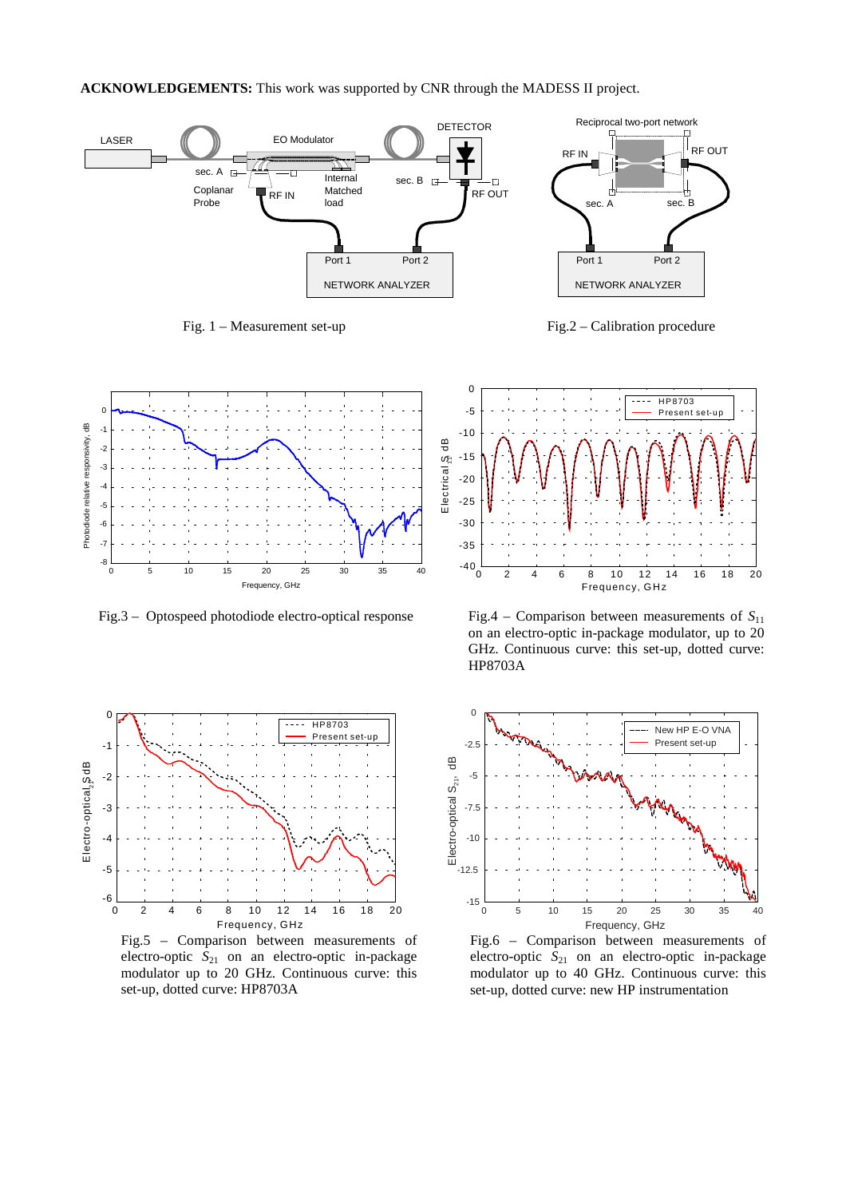**ACKNOWLEDGEMENTS:** This work was supported by CNR through the MADESS II project.

Fig. 1 – Measurement set-up

Fig.2 – Calibration procedure

Fig.3 – Optospeed photodiode electro-optical response

Fig.4 – Comparison between measurements of $S_{11}$ on an electro-optic in-package modulator, up to 20 GHz. Continuous curve: this set-up, dotted curve: HP8703A

Fig.5 – Comparison between measurements of electro-optic $S_{21}$ on an electro-optic in-package modulator up to 20 GHz. Continuous curve: this set-up, dotted curve: HP8703A

Fig.6 – Comparison between measurements of electro-optic $S_{21}$ on an electro-optic in-package modulator up to 40 GHz. Continuous curve: this set-up, dotted curve: new HP instrumentation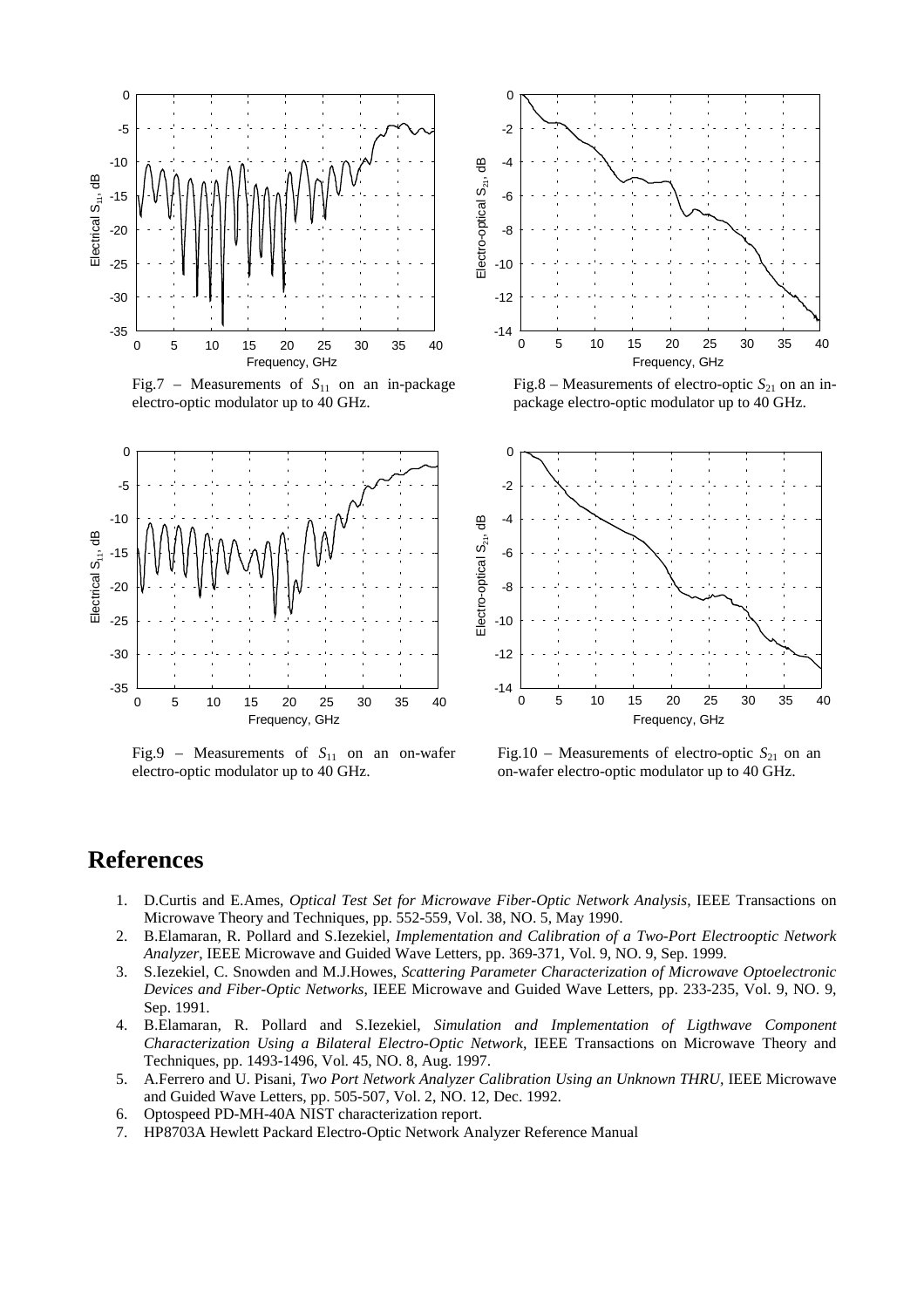Electrical $S_{11}$, dB

0
-5
-10
-15
-20
-25
-30
-35

0 5 10 15 20 25 30 35 40

Frequency, GHz

Fig.7 – Measurements of $S_{11}$ on an in-package electro-optic modulator up to 40 GHz.

Electro-optical $S_{21}$, dB

0
-2
-4
-6
-8
-10
-12
-14

0 5 10 15 20 25 30 35 40

Frequency, GHz

Fig.8 – Measurements of electro-optic $S_{21}$ on an in-package electro-optic modulator up to 40 GHz.

Electrical $S_{11}$, dB

0
-5
-10
-15
-20
-25
-30
-35

0 5 10 15 20 25 30 35 40

Frequency, GHz

Fig.9 – Measurements of $S_{11}$ on an on-wafer electro-optic modulator up to 40 GHz.

Electro-optical $S_{21}$, dB

0
-2
-4
-6
-8
-10
-12
-14

0 5 10 15 20 25 30 35 40

Frequency, GHz

Fig.10 – Measurements of electro-optic $S_{21}$ on an on-wafer electro-optic modulator up to 40 GHz.

# References

1. D.Curtis and E.Ames, *Optical Test Set for Microwave Fiber-Optic Network Analysis*, IEEE Transactions on Microwave Theory and Techniques, pp. 552-559, Vol. 38, NO. 5, May 1990.
2. B.Elamaran, R. Pollard and S.Iezekiel, *Implementation and Calibration of a Two-Port Electrooptic Network Analyzer*, IEEE Microwave and Guided Wave Letters, pp. 369-371, Vol. 9, NO. 9, Sep. 1999.
3. S.Iezekiel, C. Snowden and M.J.Howes, *Scattering Parameter Characterization of Microwave Optoelectronic Devices and Fiber-Optic Networks*, IEEE Microwave and Guided Wave Letters, pp. 233-235, Vol. 9, NO. 9, Sep. 1991.
4. B.Elamaran, R. Pollard and S.Iezekiel, *Simulation and Implementation of Ligthwave Component Characterization Using a Bilateral Electro-Optic Network*, IEEE Transactions on Microwave Theory and Techniques, pp. 1493-1496, Vol. 45, NO. 8, Aug. 1997.
5. A.Ferrero and U. Pisani, *Two Port Network Analyzer Calibration Using an Unknown THRU*, IEEE Microwave and Guided Wave Letters, pp. 505-507, Vol. 2, NO. 12, Dec. 1992.
6. Optospeed PD-MH-40A NIST characterization report.
7. HP8703A Hewlett Packard Electro-Optic Network Analyzer Reference Manual